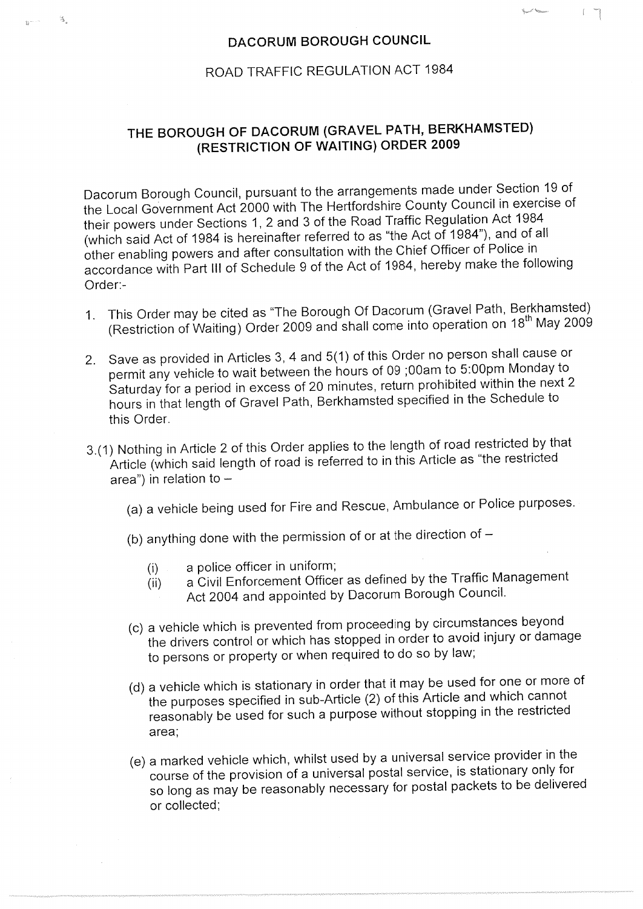# DACORUM BOROUGH COUNCIL

## ROAD TRAFFIC REGULATION ACT 1984

## THE BOROUGH OF DACORUM (GRAVEL PATH, BERKHAMSTED) (RESTRICTION OF WAITING) ORDER 2009

Dacorum Borough Council, pursuant to the arrangements made under Section 19 of the Local Government Act 2000 with The Hertfordshire County Council in exercise of their powers under Sections 1, 2 and 3 of the Road Traffic Regulation Act 1984 (which said Act of 1984 is hereinafter referred to as "the Act of 1984"), and of all other enabling powers and after consultation with the Chief Officer of Police in accordance with Part III of Schedule 9 of the Act of 1984, hereby make the following Order:-

1. This Order may be cited as "The Borough Of Dacorum (Gravel Path, Berkhamsted) (Restriction of Waiting) Order 2009 and shall come into operation on 18th May 2009

2. Save as provided in Articles 3, 4 and 5(1) of this Order no person shall cause or permit any vehicle to wait between the hours of 09 ;00am to 5:00pm Monday to Saturday for a period in excess of 20 minutes, return prohibited within the next 2 hours in that length of Gravel Path, Berkhamsted specified in the Schedule to this Order.

3.(1) Nothing in Article 2 of this Order applies to the length of road restricted by that Article (which said length of road is referred to in this Article as "the restricted area") in relation to –

   (a) a vehicle being used for Fire and Rescue, Ambulance or Police purposes.

   (b) anything done with the permission of or at the direction of –

      (i) a police officer in uniform;
      (ii) a Civil Enforcement Officer as defined by the Traffic Management Act 2004 and appointed by Dacorum Borough Council.

   (c) a vehicle which is prevented from proceeding by circumstances beyond the drivers control or which has stopped in order to avoid injury or damage to persons or property or when required to do so by law;

   (d) a vehicle which is stationary in order that it may be used for one or more of the purposes specified in sub-Article (2) of this Article and which cannot reasonably be used for such a purpose without stopping in the restricted area;

   (e) a marked vehicle which, whilst used by a universal service provider in the course of the provision of a universal postal service, is stationary only for so long as may be reasonably necessary for postal packets to be delivered or collected;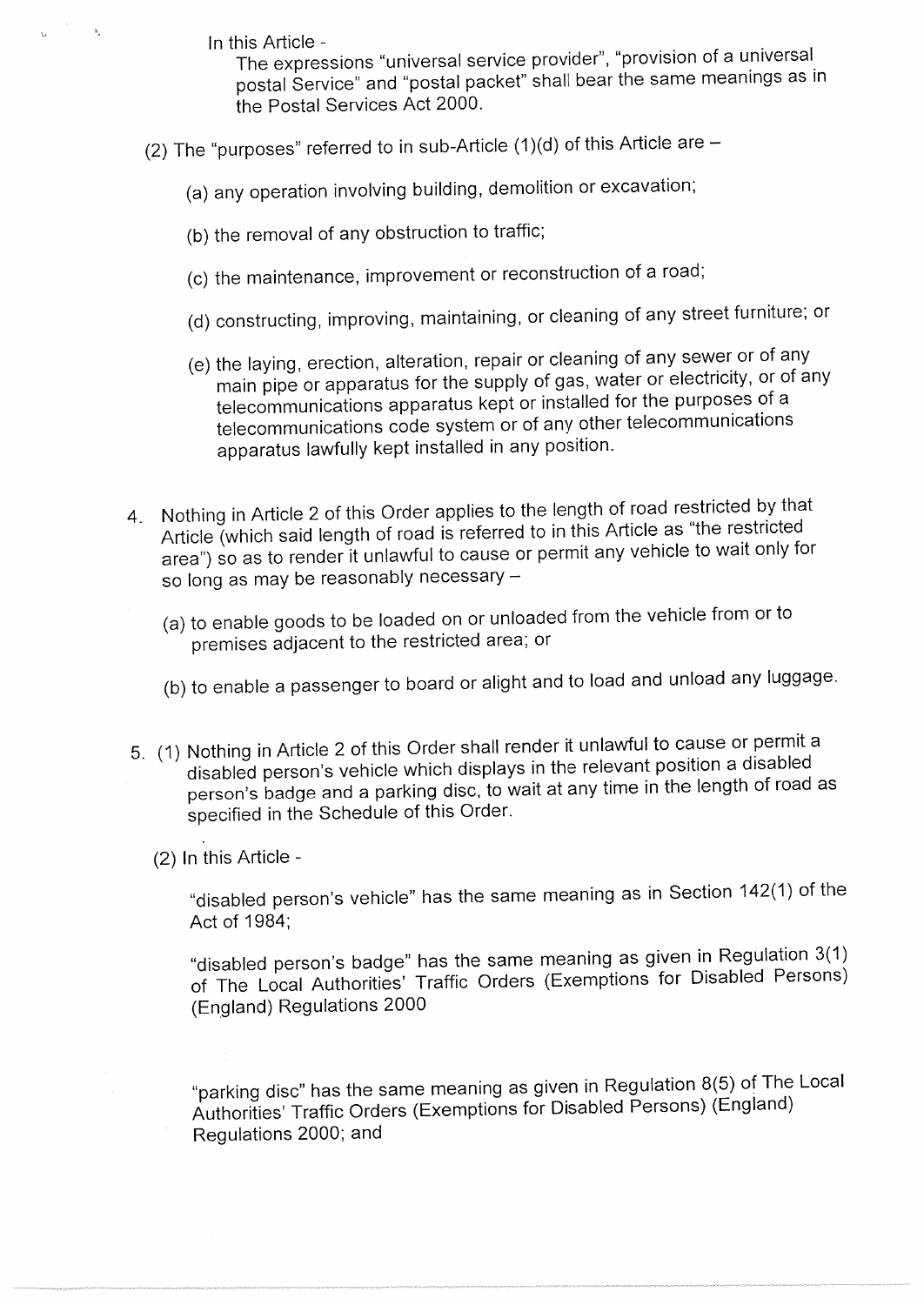In this Article -

The expressions "universal service provider", "provision of a universal postal Service" and "postal packet" shall bear the same meanings as in the Postal Services Act 2000.

(2) The "purposes" referred to in sub-Article (1)(d) of this Article are –

(a) any operation involving building, demolition or excavation;

(b) the removal of any obstruction to traffic;

(c) the maintenance, improvement or reconstruction of a road;

(d) constructing, improving, maintaining, or cleaning of any street furniture; or

(e) the laying, erection, alteration, repair or cleaning of any sewer or of any main pipe or apparatus for the supply of gas, water or electricity, or of any telecommunications apparatus kept or installed for the purposes of a telecommunications code system or of any other telecommunications apparatus lawfully kept installed in any position.

4. Nothing in Article 2 of this Order applies to the length of road restricted by that Article (which said length of road is referred to in this Article as "the restricted area") so as to render it unlawful to cause or permit any vehicle to wait only for so long as may be reasonably necessary –

   (a) to enable goods to be loaded on or unloaded from the vehicle from or to premises adjacent to the restricted area; or

   (b) to enable a passenger to board or alight and to load and unload any luggage.

5. (1) Nothing in Article 2 of this Order shall render it unlawful to cause or permit a disabled person's vehicle which displays in the relevant position a disabled person's badge and a parking disc, to wait at any time in the length of road as specified in the Schedule of this Order.

   (2) In this Article -

   "disabled person's vehicle" has the same meaning as in Section 142(1) of the Act of 1984;

   "disabled person's badge" has the same meaning as given in Regulation 3(1) of The Local Authorities' Traffic Orders (Exemptions for Disabled Persons) (England) Regulations 2000

   "parking disc" has the same meaning as given in Regulation 8(5) of The Local Authorities' Traffic Orders (Exemptions for Disabled Persons) (England) Regulations 2000; and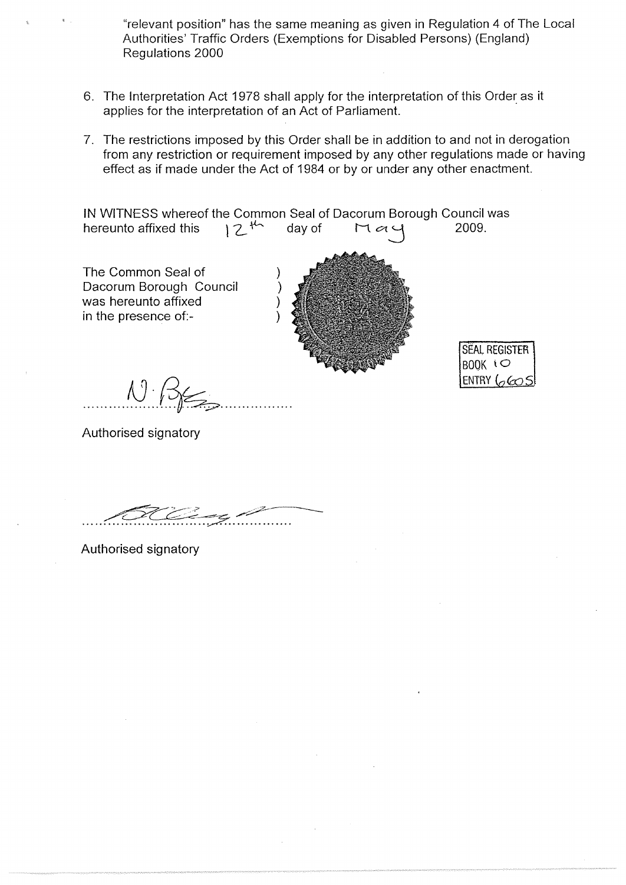"relevant position" has the same meaning as given in Regulation 4 of The Local Authorities' Traffic Orders (Exemptions for Disabled Persons) (England) Regulations 2000

6. The Interpretation Act 1978 shall apply for the interpretation of this Order as it applies for the interpretation of an Act of Parliament.

7. The restrictions imposed by this Order shall be in addition to and not in derogation from any restriction or requirement imposed by any other regulations made or having effect as if made under the Act of 1984 or by or under any other enactment.

IN WITNESS whereof the Common Seal of Dacorum Borough Council was hereunto affixed this 12th day of May 2009.

The Common Seal of Dacorum Borough Council was hereunto affixed in the presence of:-

SEAL REGISTER
BOOK 10
ENTRY 6605

N. B...

Authorised signatory

.....................................................

Authorised signatory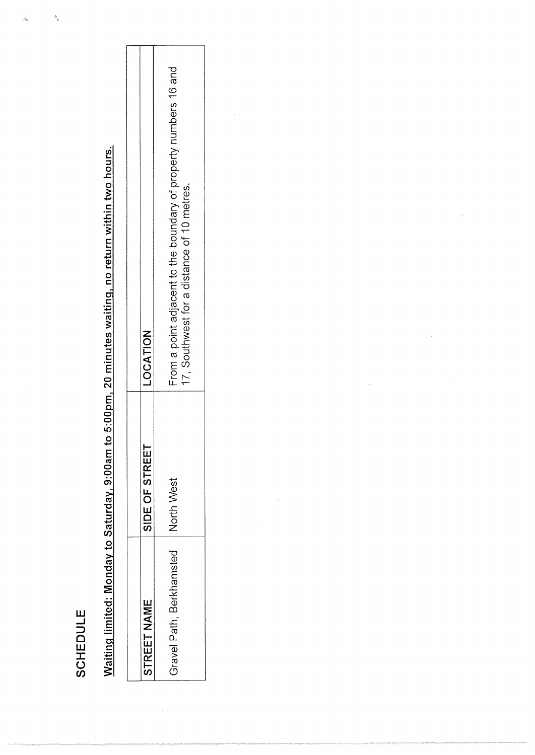# SCHEDULE

**Waiting limited: Monday to Saturday, 9:00am to 5:00pm, 20 minutes waiting, no return within two hours.**

| STREET NAME | SIDE OF STREET | LOCATION |
|---|---|---|
| Gravel Path, Berkhamsted | North West | From a point adjacent to the boundary of property numbers 16 and 17, Southwest for a distance of 10 metres. |